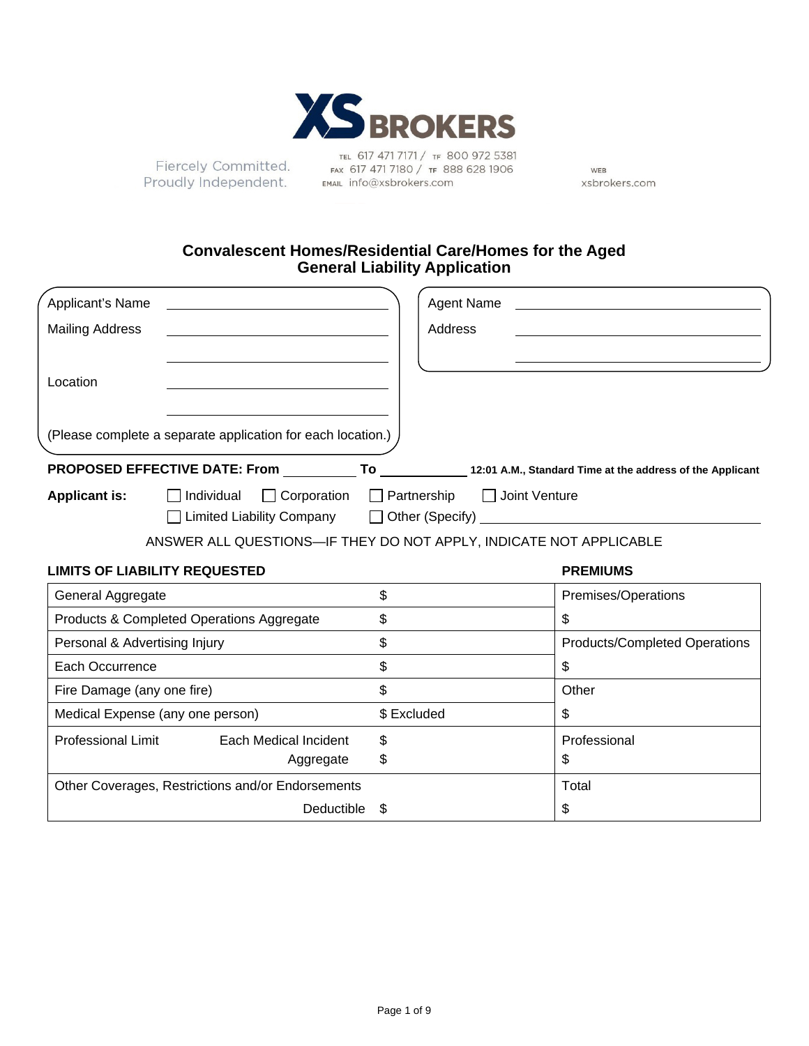XS BROKERS

Fiercely Committed.
Proudly Independent.

TEL 617 471 7171 / TF 800 972 5381
FAX 617 471 7180 / TF 888 628 1906
EMAIL info@xsbrokers.com

WEB
xsbrokers.com

## Convalescent Homes/Residential Care/Homes for the Aged
## General Liability Application

Applicant's Name ____________________

Mailing Address ____________________

____________________

Location ____________________

____________________

(Please complete a separate application for each location.)

Agent Name ____________________

Address ____________________

____________________

**PROPOSED EFFECTIVE DATE: From** __________ **To** ____________ **12:01 A.M., Standard Time at the address of the Applicant**

**Applicant is:** ☐ Individual ☐ Corporation ☐ Partnership ☐ Joint Venture
☐ Limited Liability Company ☐ Other (Specify) ____________________

ANSWER ALL QUESTIONS—IF THEY DO NOT APPLY, INDICATE NOT APPLICABLE

| **LIMITS OF LIABILITY REQUESTED** | | | **PREMIUMS** |
|---|---|---|---|
| General Aggregate | | $ | Premises/Operations |
| Products & Completed Operations Aggregate | | $ | $ |
| Personal & Advertising Injury | | $ | Products/Completed Operations |
| Each Occurrence | | $ | $ |
| Fire Damage (any one fire) | | $ | Other |
| Medical Expense (any one person) | | $ Excluded | $ |
| Professional Limit | Each Medical Incident<br>Aggregate | $<br>$ | Professional<br>$ |
| Other Coverages, Restrictions and/or Endorsements | Deductible | $ | Total<br>$ |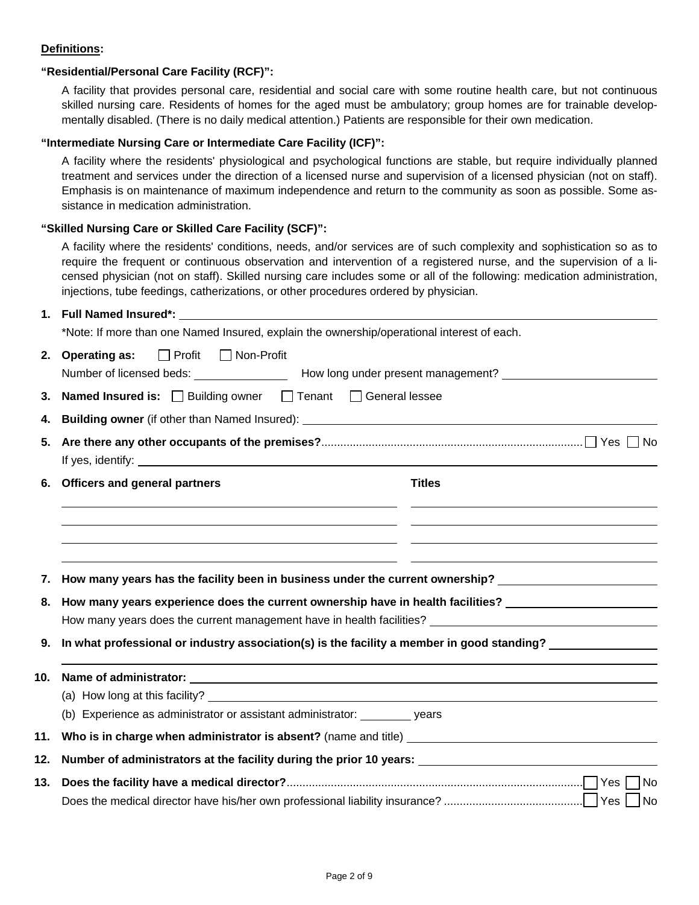**Definitions:**

**"Residential/Personal Care Facility (RCF)":**

A facility that provides personal care, residential and social care with some routine health care, but not continuous skilled nursing care. Residents of homes for the aged must be ambulatory; group homes are for trainable developmentally disabled. (There is no daily medical attention.) Patients are responsible for their own medication.

**"Intermediate Nursing Care or Intermediate Care Facility (ICF)":**

A facility where the residents' physiological and psychological functions are stable, but require individually planned treatment and services under the direction of a licensed nurse and supervision of a licensed physician (not on staff). Emphasis is on maintenance of maximum independence and return to the community as soon as possible. Some assistance in medication administration.

**"Skilled Nursing Care or Skilled Care Facility (SCF)":**

A facility where the residents' conditions, needs, and/or services are of such complexity and sophistication so as to require the frequent or continuous observation and intervention of a registered nurse, and the supervision of a licensed physician (not on staff). Skilled nursing care includes some or all of the following: medication administration, injections, tube feedings, catherizations, or other procedures ordered by physician.

1. **Full Named Insured\*:** ____________________

   \*Note: If more than one Named Insured, explain the ownership/operational interest of each.

2. **Operating as:** ☐ Profit ☐ Non-Profit

   Number of licensed beds: ________ How long under present management? ____________

3. **Named Insured is:** ☐ Building owner ☐ Tenant ☐ General lessee

4. **Building owner** (if other than Named Insured): ____________________

5. **Are there any other occupants of the premises?** ☐ Yes ☐ No

   If yes, identify: ____________________

6. **Officers and general partners**

| Officers and general partners | Titles |
|---|---|
| | |
| | |
| | |
| | |

7. **How many years has the facility been in business under the current ownership?** ____________

8. **How many years experience does the current ownership have in health facilities?** ____________

   How many years does the current management have in health facilities? ____________

9. **In what professional or industry association(s) is the facility a member in good standing?** ____________

10. **Name of administrator:** ____________________

    (a) How long at this facility? ____________

    (b) Experience as administrator or assistant administrator: ________ years

11. **Who is in charge when administrator is absent?** (name and title) ____________

12. **Number of administrators at the facility during the prior 10 years:** ____________

13. **Does the facility have a medical director?** ☐ Yes ☐ No

    Does the medical director have his/her own professional liability insurance? ☐ Yes ☐ No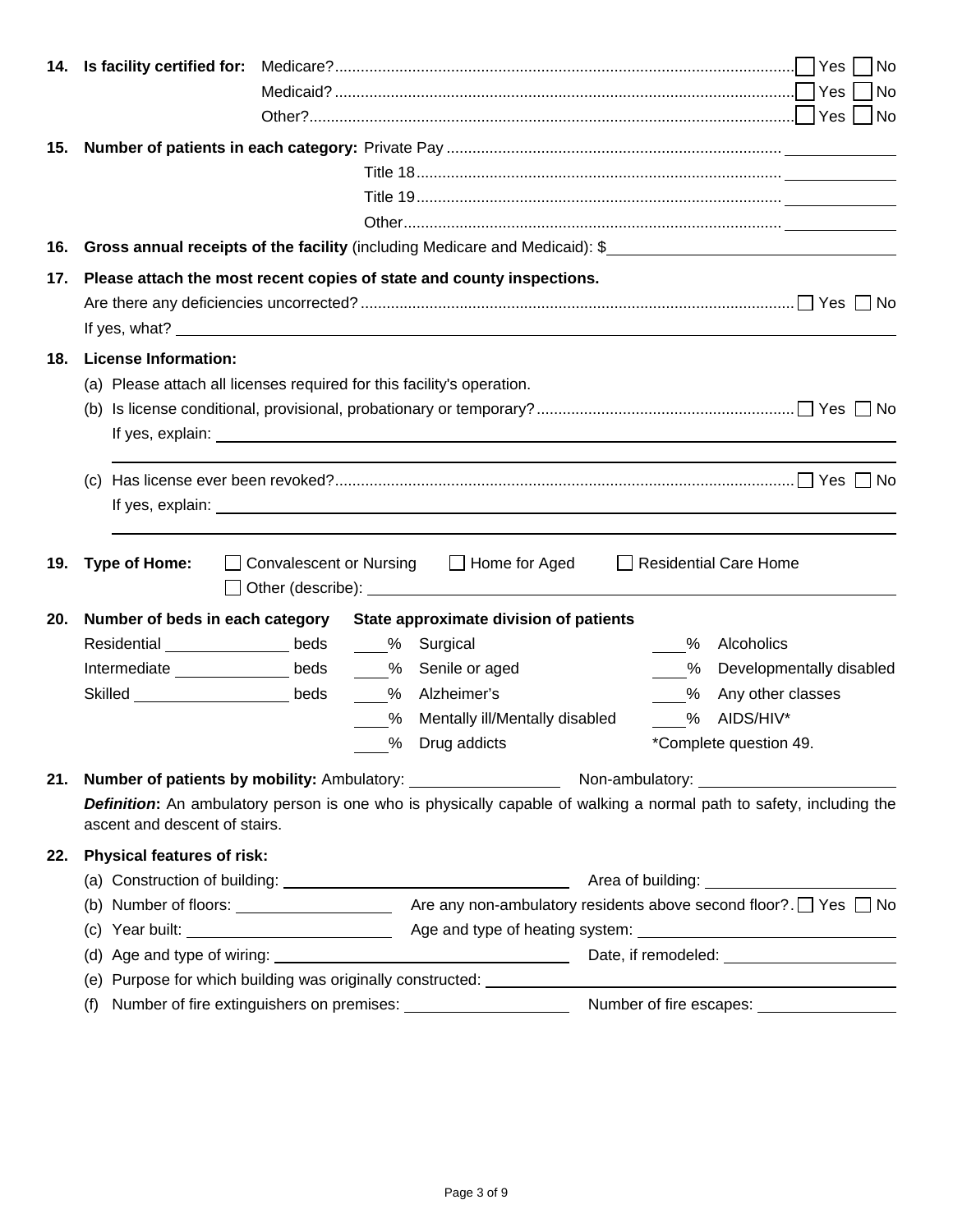**14. Is facility certified for:**

- Medicare? ☐ Yes ☐ No
- Medicaid? ☐ Yes ☐ No
- Other? ☐ Yes ☐ No

**15. Number of patients in each category:**

- Private Pay ______________
- Title 18 ______________
- Title 19 ______________
- Other ______________

**16. Gross annual receipts of the facility** (including Medicare and Medicaid): $______________

**17. Please attach the most recent copies of state and county inspections.**

Are there any deficiencies uncorrected? ☐ Yes ☐ No

If yes, what? ______________

**18. License Information:**

(a) Please attach all licenses required for this facility's operation.

(b) Is license conditional, provisional, probationary or temporary? ☐ Yes ☐ No

If yes, explain: ______________

(c) Has license ever been revoked? ☐ Yes ☐ No

If yes, explain: ______________

**19. Type of Home:** ☐ Convalescent or Nursing ☐ Home for Aged ☐ Residential Care Home ☐ Other (describe): ______________

**20. Number of beds in each category**

- Residential ______________ beds
- Intermediate ______________ beds
- Skilled ______________ beds

**State approximate division of patients**

- ____% Surgical
- ____% Senile or aged
- ____% Alzheimer's
- ____% Mentally ill/Mentally disabled
- ____% Drug addicts
- ____% Alcoholics
- ____% Developmentally disabled
- ____% Any other classes
- ____% AIDS/HIV*

*Complete question 49.

**21. Number of patients by mobility:** Ambulatory: ______________ Non-ambulatory: ______________

***Definition*:** An ambulatory person is one who is physically capable of walking a normal path to safety, including the ascent and descent of stairs.

**22. Physical features of risk:**

(a) Construction of building: ______________ Area of building: ______________

(b) Number of floors: ______________ Are any non-ambulatory residents above second floor? ☐ Yes ☐ No

(c) Year built: ______________ Age and type of heating system: ______________

(d) Age and type of wiring: ______________ Date, if remodeled: ______________

(e) Purpose for which building was originally constructed: ______________

(f) Number of fire extinguishers on premises: ______________ Number of fire escapes: ______________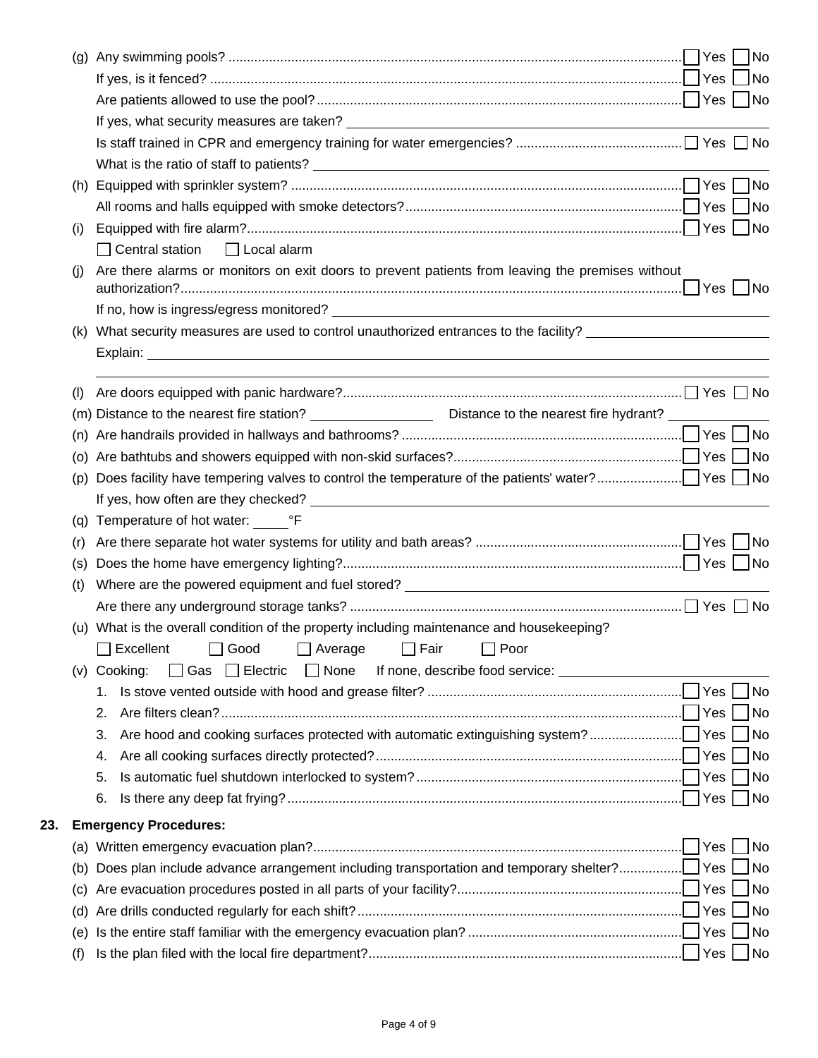(g) Any swimming pools? ☐ Yes ☐ No

If yes, is it fenced? ☐ Yes ☐ No

Are patients allowed to use the pool? ☐ Yes ☐ No

If yes, what security measures are taken? ______________________________

Is staff trained in CPR and emergency training for water emergencies? ☐ Yes ☐ No

What is the ratio of staff to patients? ______________________________

(h) Equipped with sprinkler system? ☐ Yes ☐ No

All rooms and halls equipped with smoke detectors? ☐ Yes ☐ No

(i) Equipped with fire alarm? ☐ Yes ☐ No

☐ Central station ☐ Local alarm

(j) Are there alarms or monitors on exit doors to prevent patients from leaving the premises without authorization? ☐ Yes ☐ No

If no, how is ingress/egress monitored? ______________________________

(k) What security measures are used to control unauthorized entrances to the facility? ______________________________

Explain: ______________________________

______________________________

(l) Are doors equipped with panic hardware? ☐ Yes ☐ No

(m) Distance to the nearest fire station? ______________ Distance to the nearest fire hydrant? ______________

(n) Are handrails provided in hallways and bathrooms? ☐ Yes ☐ No

(o) Are bathtubs and showers equipped with non-skid surfaces? ☐ Yes ☐ No

(p) Does facility have tempering valves to control the temperature of the patients' water? ☐ Yes ☐ No

If yes, how often are they checked? ______________________________

(q) Temperature of hot water: _____°F

(r) Are there separate hot water systems for utility and bath areas? ☐ Yes ☐ No

(s) Does the home have emergency lighting? ☐ Yes ☐ No

(t) Where are the powered equipment and fuel stored? ______________________________

Are there any underground storage tanks? ☐ Yes ☐ No

(u) What is the overall condition of the property including maintenance and housekeeping?

☐ Excellent ☐ Good ☐ Average ☐ Fair ☐ Poor

(v) Cooking: ☐ Gas ☐ Electric ☐ None If none, describe food service: ______________________________

1. Is stove vented outside with hood and grease filter? ☐ Yes ☐ No
2. Are filters clean? ☐ Yes ☐ No
3. Are hood and cooking surfaces protected with automatic extinguishing system? ☐ Yes ☐ No
4. Are all cooking surfaces directly protected? ☐ Yes ☐ No
5. Is automatic fuel shutdown interlocked to system? ☐ Yes ☐ No
6. Is there any deep fat frying? ☐ Yes ☐ No

## 23. Emergency Procedures:

(a) Written emergency evacuation plan? ☐ Yes ☐ No

(b) Does plan include advance arrangement including transportation and temporary shelter? ☐ Yes ☐ No

(c) Are evacuation procedures posted in all parts of your facility? ☐ Yes ☐ No

(d) Are drills conducted regularly for each shift? ☐ Yes ☐ No

(e) Is the entire staff familiar with the emergency evacuation plan? ☐ Yes ☐ No

(f) Is the plan filed with the local fire department? ☐ Yes ☐ No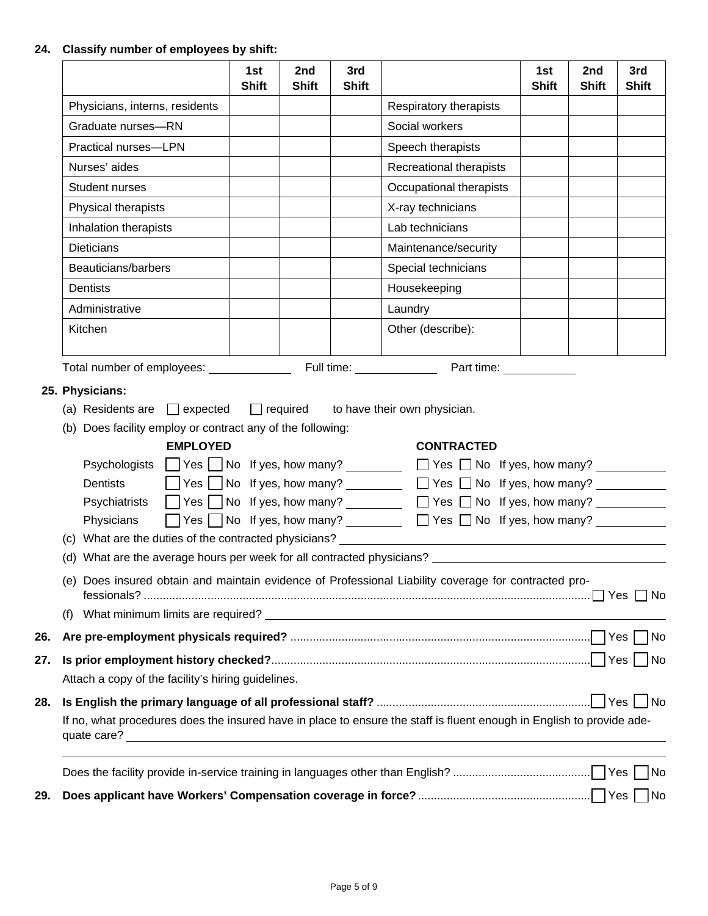**24. Classify number of employees by shift:**

| | 1st Shift | 2nd Shift | 3rd Shift | | 1st Shift | 2nd Shift | 3rd Shift |
|---|---|---|---|---|---|---|---|
| Physicians, interns, residents | | | | Respiratory therapists | | | |
| Graduate nurses—RN | | | | Social workers | | | |
| Practical nurses—LPN | | | | Speech therapists | | | |
| Nurses' aides | | | | Recreational therapists | | | |
| Student nurses | | | | Occupational therapists | | | |
| Physical therapists | | | | X-ray technicians | | | |
| Inhalation therapists | | | | Lab technicians | | | |
| Dieticians | | | | Maintenance/security | | | |
| Beauticians/barbers | | | | Special technicians | | | |
| Dentists | | | | Housekeeping | | | |
| Administrative | | | | Laundry | | | |
| Kitchen | | | | Other (describe): | | | |

Total number of employees: ____________ Full time: ____________ Part time: ____________

**25. Physicians:**

(a) Residents are ☐ expected ☐ required to have their own physician.

(b) Does facility employ or contract any of the following:

| | **EMPLOYED** | **CONTRACTED** |
|---|---|---|
| Psychologists | ☐ Yes ☐ No If yes, how many? ________ | ☐ Yes ☐ No If yes, how many? ________ |
| Dentists | ☐ Yes ☐ No If yes, how many? ________ | ☐ Yes ☐ No If yes, how many? ________ |
| Psychiatrists | ☐ Yes ☐ No If yes, how many? ________ | ☐ Yes ☐ No If yes, how many? ________ |
| Physicians | ☐ Yes ☐ No If yes, how many? ________ | ☐ Yes ☐ No If yes, how many? ________ |

(c) What are the duties of the contracted physicians? ____________________

(d) What are the average hours per week for all contracted physicians? ____________________

(e) Does insured obtain and maintain evidence of Professional Liability coverage for contracted professionals? ☐ Yes ☐ No

(f) What minimum limits are required? ____________________

**26. Are pre-employment physicals required?** ☐ Yes ☐ No

**27. Is prior employment history checked?** ☐ Yes ☐ No

Attach a copy of the facility's hiring guidelines.

**28. Is English the primary language of all professional staff?** ☐ Yes ☐ No

If no, what procedures does the insured have in place to ensure the staff is fluent enough in English to provide adequate care? ____________________

Does the facility provide in-service training in languages other than English? ☐ Yes ☐ No

**29. Does applicant have Workers' Compensation coverage in force?** ☐ Yes ☐ No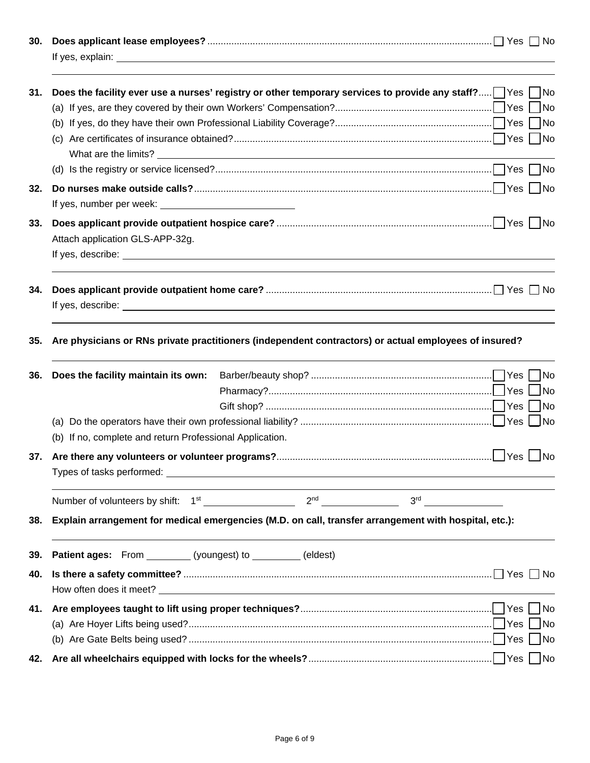**30. Does applicant lease employees?** ☐ Yes ☐ No

If yes, explain: \_\_\_\_\_\_\_\_\_\_\_\_\_\_\_\_\_\_\_\_

**31. Does the facility ever use a nurses' registry or other temporary services to provide any staff?** ☐ Yes ☐ No

(a) If yes, are they covered by their own Workers' Compensation? ☐ Yes ☐ No

(b) If yes, do they have their own Professional Liability Coverage? ☐ Yes ☐ No

(c) Are certificates of insurance obtained? ☐ Yes ☐ No

What are the limits? \_\_\_\_\_\_\_\_\_\_\_\_\_\_\_\_\_\_\_\_

(d) Is the registry or service licensed? ☐ Yes ☐ No

**32. Do nurses make outside calls?** ☐ Yes ☐ No

If yes, number per week: \_\_\_\_\_\_\_\_\_\_\_\_\_\_\_\_\_\_\_\_

**33. Does applicant provide outpatient hospice care?** ☐ Yes ☐ No

Attach application GLS-APP-32g.

If yes, describe: \_\_\_\_\_\_\_\_\_\_\_\_\_\_\_\_\_\_\_\_

**34. Does applicant provide outpatient home care?** ☐ Yes ☐ No

If yes, describe: \_\_\_\_\_\_\_\_\_\_\_\_\_\_\_\_\_\_\_\_

**35. Are physicians or RNs private practitioners (independent contractors) or actual employees of insured?**

\_\_\_\_\_\_\_\_\_\_\_\_\_\_\_\_\_\_\_\_

**36. Does the facility maintain its own:**

- Barber/beauty shop? ☐ Yes ☐ No
- Pharmacy? ☐ Yes ☐ No
- Gift shop? ☐ Yes ☐ No

(a) Do the operators have their own professional liability? ☐ Yes ☐ No

(b) If no, complete and return Professional Application.

**37. Are there any volunteers or volunteer programs?** ☐ Yes ☐ No

Types of tasks performed: \_\_\_\_\_\_\_\_\_\_\_\_\_\_\_\_\_\_\_\_

Number of volunteers by shift: 1st \_\_\_\_\_\_\_\_\_\_ 2nd \_\_\_\_\_\_\_\_\_\_ 3rd \_\_\_\_\_\_\_\_\_\_

**38. Explain arrangement for medical emergencies (M.D. on call, transfer arrangement with hospital, etc.):**

\_\_\_\_\_\_\_\_\_\_\_\_\_\_\_\_\_\_\_\_

**39. Patient ages:** From \_\_\_\_\_\_\_\_ (youngest) to \_\_\_\_\_\_\_\_ (eldest)

**40. Is there a safety committee?** ☐ Yes ☐ No

How often does it meet? \_\_\_\_\_\_\_\_\_\_\_\_\_\_\_\_\_\_\_\_

**41. Are employees taught to lift using proper techniques?** ☐ Yes ☐ No

(a) Are Hoyer Lifts being used? ☐ Yes ☐ No

(b) Are Gate Belts being used? ☐ Yes ☐ No

**42. Are all wheelchairs equipped with locks for the wheels?** ☐ Yes ☐ No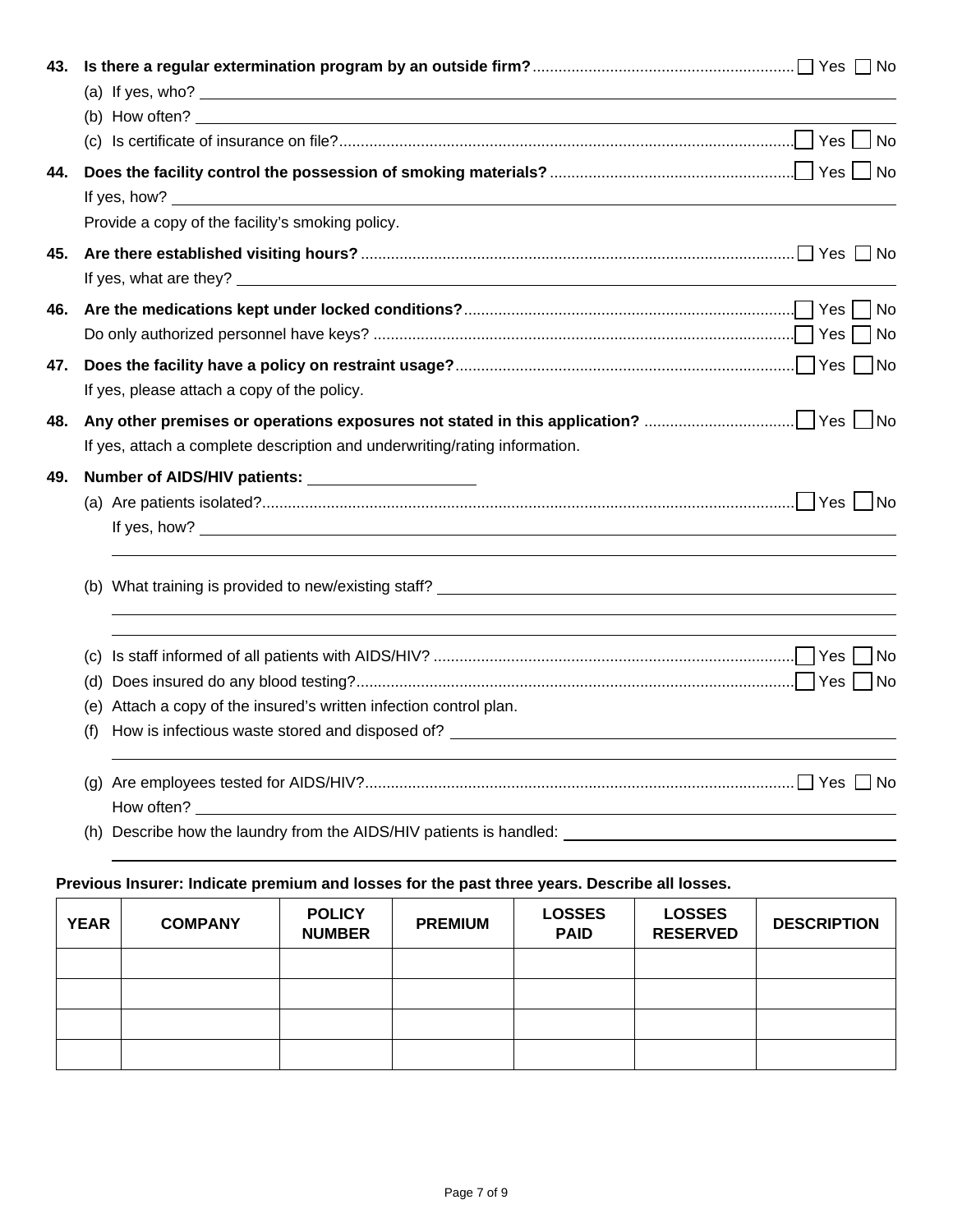**43. Is there a regular extermination program by an outside firm?** ☐ Yes ☐ No

(a) If yes, who? \_\_\_\_\_\_\_\_\_\_\_\_\_\_\_\_\_\_\_\_

(b) How often? \_\_\_\_\_\_\_\_\_\_\_\_\_\_\_\_\_\_\_\_

(c) Is certificate of insurance on file? ☐ Yes ☐ No

**44. Does the facility control the possession of smoking materials?** ☐ Yes ☐ No

If yes, how? \_\_\_\_\_\_\_\_\_\_\_\_\_\_\_\_\_\_\_\_

Provide a copy of the facility's smoking policy.

**45. Are there established visiting hours?** ☐ Yes ☐ No

If yes, what are they? \_\_\_\_\_\_\_\_\_\_\_\_\_\_\_\_\_\_\_\_

**46. Are the medications kept under locked conditions?** ☐ Yes ☐ No

Do only authorized personnel have keys? ☐ Yes ☐ No

**47. Does the facility have a policy on restraint usage?** ☐ Yes ☐ No

If yes, please attach a copy of the policy.

**48. Any other premises or operations exposures not stated in this application?** ☐ Yes ☐ No

If yes, attach a complete description and underwriting/rating information.

**49. Number of AIDS/HIV patients:** \_\_\_\_\_\_\_\_\_\_\_\_\_\_\_\_\_\_\_\_

(a) Are patients isolated? ☐ Yes ☐ No

If yes, how? \_\_\_\_\_\_\_\_\_\_\_\_\_\_\_\_\_\_\_\_

(b) What training is provided to new/existing staff? \_\_\_\_\_\_\_\_\_\_\_\_\_\_\_\_\_\_\_\_

(c) Is staff informed of all patients with AIDS/HIV? ☐ Yes ☐ No

(d) Does insured do any blood testing? ☐ Yes ☐ No

(e) Attach a copy of the insured's written infection control plan.

(f) How is infectious waste stored and disposed of? \_\_\_\_\_\_\_\_\_\_\_\_\_\_\_\_\_\_\_\_

(g) Are employees tested for AIDS/HIV? ☐ Yes ☐ No

How often? \_\_\_\_\_\_\_\_\_\_\_\_\_\_\_\_\_\_\_\_

(h) Describe how the laundry from the AIDS/HIV patients is handled: \_\_\_\_\_\_\_\_\_\_\_\_\_\_\_\_\_\_\_\_

**Previous Insurer: Indicate premium and losses for the past three years. Describe all losses.**

| YEAR | COMPANY | POLICY NUMBER | PREMIUM | LOSSES PAID | LOSSES RESERVED | DESCRIPTION |
|---|---|---|---|---|---|---|
| | | | | | | |
| | | | | | | |
| | | | | | | |
| | | | | | | |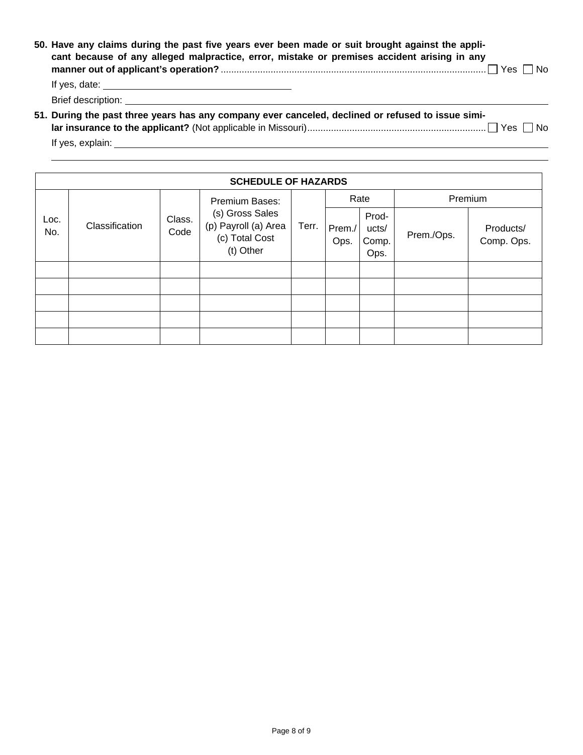**50. Have any claims during the past five years ever been made or suit brought against the applicant because of any alleged malpractice, error, mistake or premises accident arising in any manner out of applicant's operation?** .................... ☐ Yes ☐ No

If yes, date: ____________________

Brief description: ____________________

**51. During the past three years has any company ever canceled, declined or refused to issue similar insurance to the applicant?** (Not applicable in Missouri).................... ☐ Yes ☐ No

If yes, explain: ____________________

____________________

| SCHEDULE OF HAZARDS | | | | | | | | |
|---|---|---|---|---|---|---|---|---|
| Loc. No. | Classification | Class. Code | Premium Bases: (s) Gross Sales (p) Payroll (a) Area (c) Total Cost (t) Other | Terr. | Rate | | Premium | |
| | | | | | Prem./ Ops. | Products/ Comp. Ops. | Prem./Ops. | Products/ Comp. Ops. |
| | | | | | | | | |
| | | | | | | | | |
| | | | | | | | | |
| | | | | | | | | |
| | | | | | | | | |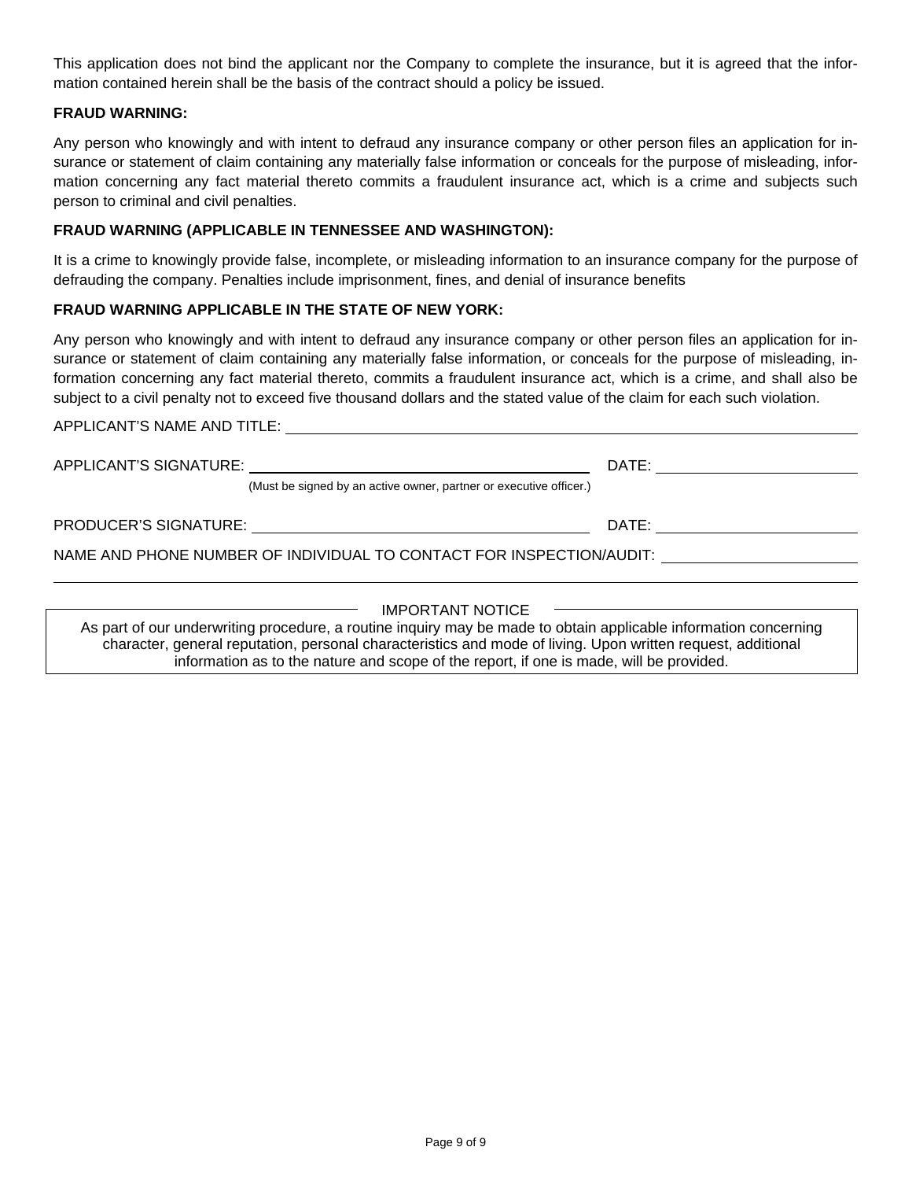This application does not bind the applicant nor the Company to complete the insurance, but it is agreed that the information contained herein shall be the basis of the contract should a policy be issued.

**FRAUD WARNING:**

Any person who knowingly and with intent to defraud any insurance company or other person files an application for insurance or statement of claim containing any materially false information or conceals for the purpose of misleading, information concerning any fact material thereto commits a fraudulent insurance act, which is a crime and subjects such person to criminal and civil penalties.

**FRAUD WARNING (APPLICABLE IN TENNESSEE AND WASHINGTON):**

It is a crime to knowingly provide false, incomplete, or misleading information to an insurance company for the purpose of defrauding the company. Penalties include imprisonment, fines, and denial of insurance benefits

**FRAUD WARNING APPLICABLE IN THE STATE OF NEW YORK:**

Any person who knowingly and with intent to defraud any insurance company or other person files an application for insurance or statement of claim containing any materially false information, or conceals for the purpose of misleading, information concerning any fact material thereto, commits a fraudulent insurance act, which is a crime, and shall also be subject to a civil penalty not to exceed five thousand dollars and the stated value of the claim for each such violation.

APPLICANT'S NAME AND TITLE: ______________________________

APPLICANT'S SIGNATURE: ______________________________ DATE: ______________
(Must be signed by an active owner, partner or executive officer.)

PRODUCER'S SIGNATURE: ______________________________ DATE: ______________

NAME AND PHONE NUMBER OF INDIVIDUAL TO CONTACT FOR INSPECTION/AUDIT: ______________________________

**IMPORTANT NOTICE**

As part of our underwriting procedure, a routine inquiry may be made to obtain applicable information concerning character, general reputation, personal characteristics and mode of living. Upon written request, additional information as to the nature and scope of the report, if one is made, will be provided.